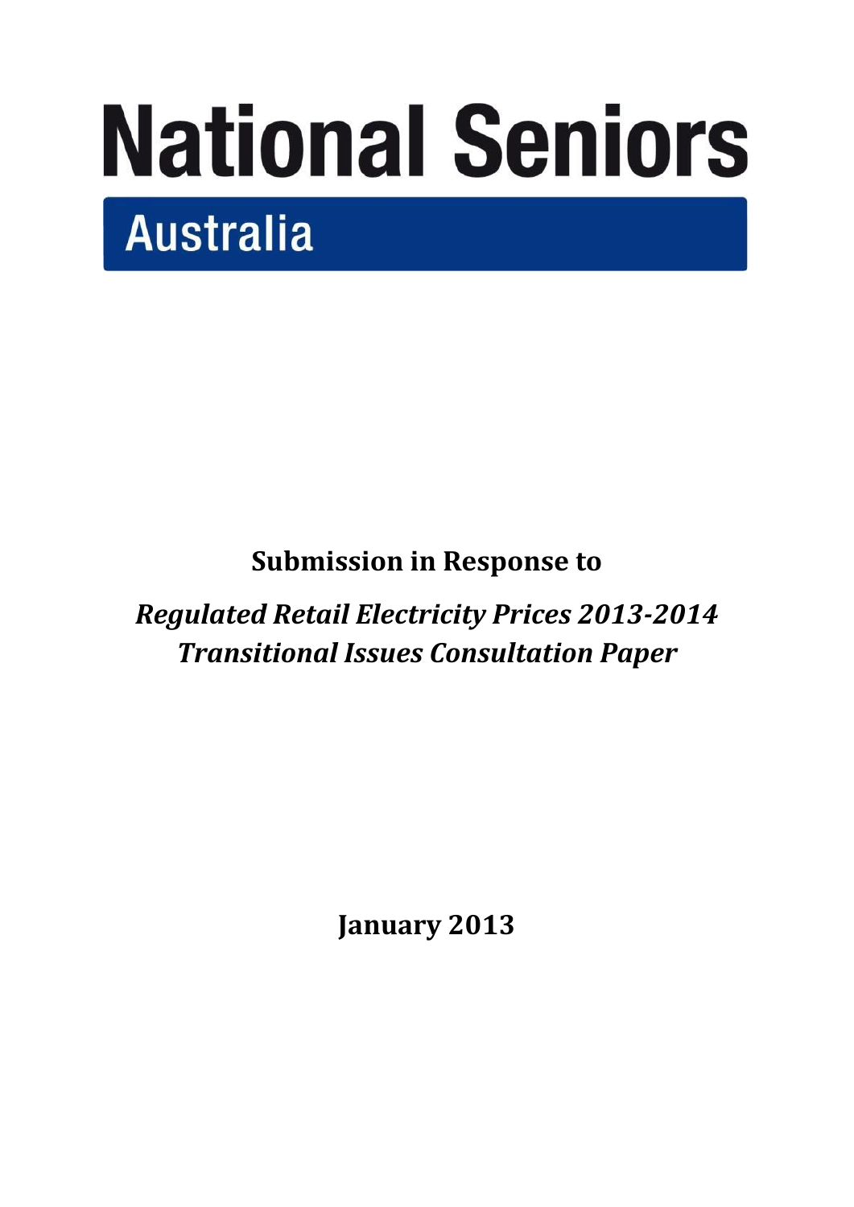# National Seniors

## Australia

**Submission in Response to**

***Regulated Retail Electricity Prices 2013-2014 Transitional Issues Consultation Paper***

**January 2013**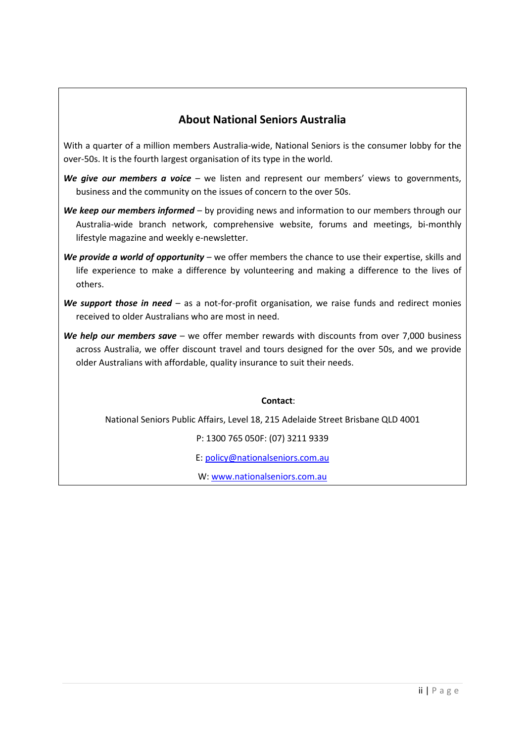## About National Seniors Australia

With a quarter of a million members Australia-wide, National Seniors is the consumer lobby for the over-50s. It is the fourth largest organisation of its type in the world.

***We give our members a voice*** – we listen and represent our members' views to governments, business and the community on the issues of concern to the over 50s.

***We keep our members informed*** – by providing news and information to our members through our Australia-wide branch network, comprehensive website, forums and meetings, bi-monthly lifestyle magazine and weekly e-newsletter.

***We provide a world of opportunity*** – we offer members the chance to use their expertise, skills and life experience to make a difference by volunteering and making a difference to the lives of others.

***We support those in need*** – as a not-for-profit organisation, we raise funds and redirect monies received to older Australians who are most in need.

***We help our members save*** – we offer member rewards with discounts from over 7,000 business across Australia, we offer discount travel and tours designed for the over 50s, and we provide older Australians with affordable, quality insurance to suit their needs.

**Contact**:

National Seniors Public Affairs, Level 18, 215 Adelaide Street Brisbane QLD 4001

P: 1300 765 050F: (07) 3211 9339

E: policy@nationalseniors.com.au

W: www.nationalseniors.com.au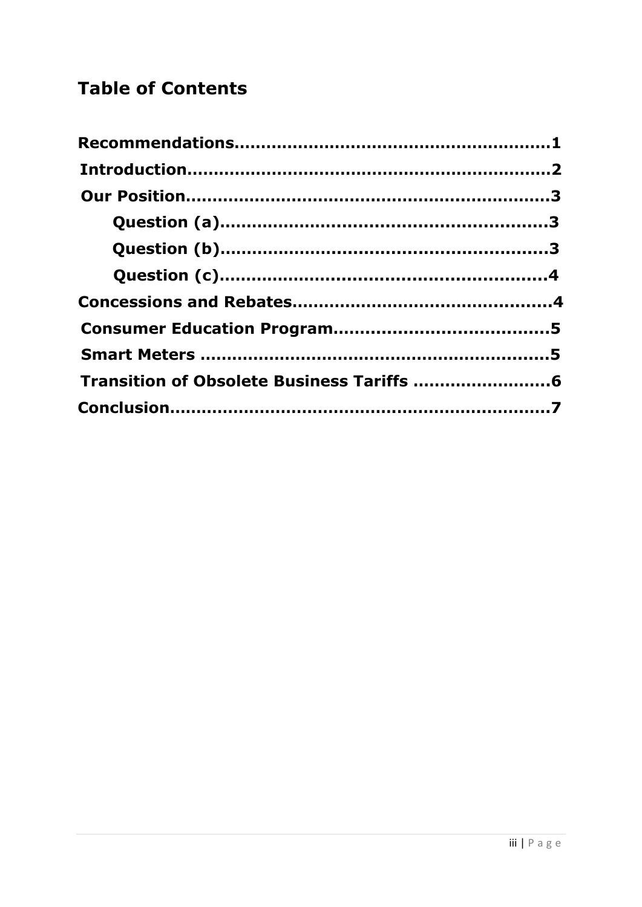## Table of Contents

- **Recommendations**........................................................**1**
- **Introduction**................................................................**2**
- **Our Position**................................................................**3**
  - **Question (a)**........................................................**3**
  - **Question (b)**........................................................**3**
  - **Question (c)**........................................................**4**
- **Concessions and Rebates**............................................**4**
- **Consumer Education Program**....................................**5**
- **Smart Meters** ..............................................................**5**
- **Transition of Obsolete Business Tariffs** .......................**6**
- **Conclusion**..................................................................**7**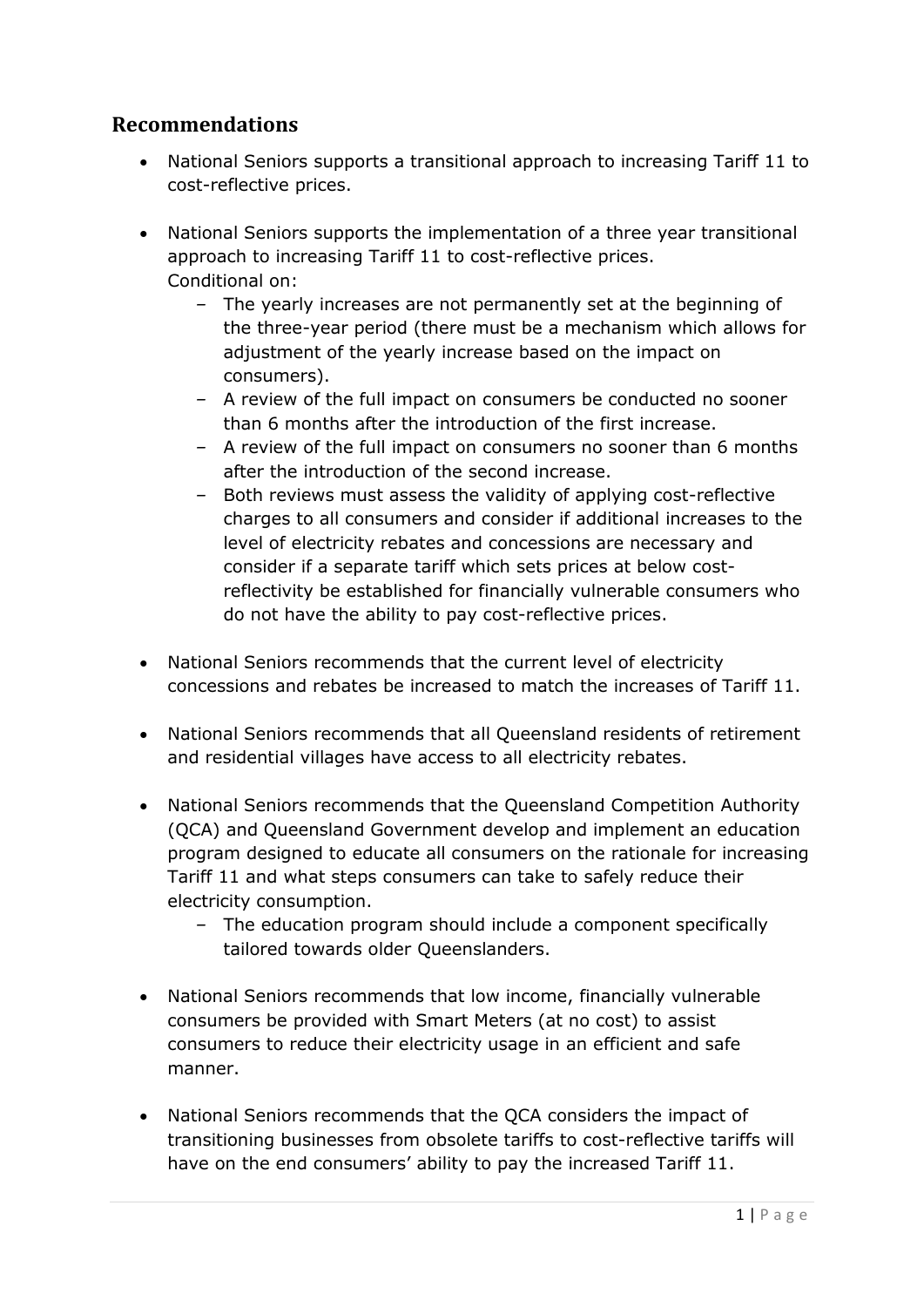## Recommendations

- National Seniors supports a transitional approach to increasing Tariff 11 to cost-reflective prices.

- National Seniors supports the implementation of a three year transitional approach to increasing Tariff 11 to cost-reflective prices.
  Conditional on:
  - The yearly increases are not permanently set at the beginning of the three-year period (there must be a mechanism which allows for adjustment of the yearly increase based on the impact on consumers).
  - A review of the full impact on consumers be conducted no sooner than 6 months after the introduction of the first increase.
  - A review of the full impact on consumers no sooner than 6 months after the introduction of the second increase.
  - Both reviews must assess the validity of applying cost-reflective charges to all consumers and consider if additional increases to the level of electricity rebates and concessions are necessary and consider if a separate tariff which sets prices at below cost-reflectivity be established for financially vulnerable consumers who do not have the ability to pay cost-reflective prices.

- National Seniors recommends that the current level of electricity concessions and rebates be increased to match the increases of Tariff 11.

- National Seniors recommends that all Queensland residents of retirement and residential villages have access to all electricity rebates.

- National Seniors recommends that the Queensland Competition Authority (QCA) and Queensland Government develop and implement an education program designed to educate all consumers on the rationale for increasing Tariff 11 and what steps consumers can take to safely reduce their electricity consumption.
  - The education program should include a component specifically tailored towards older Queenslanders.

- National Seniors recommends that low income, financially vulnerable consumers be provided with Smart Meters (at no cost) to assist consumers to reduce their electricity usage in an efficient and safe manner.

- National Seniors recommends that the QCA considers the impact of transitioning businesses from obsolete tariffs to cost-reflective tariffs will have on the end consumers' ability to pay the increased Tariff 11.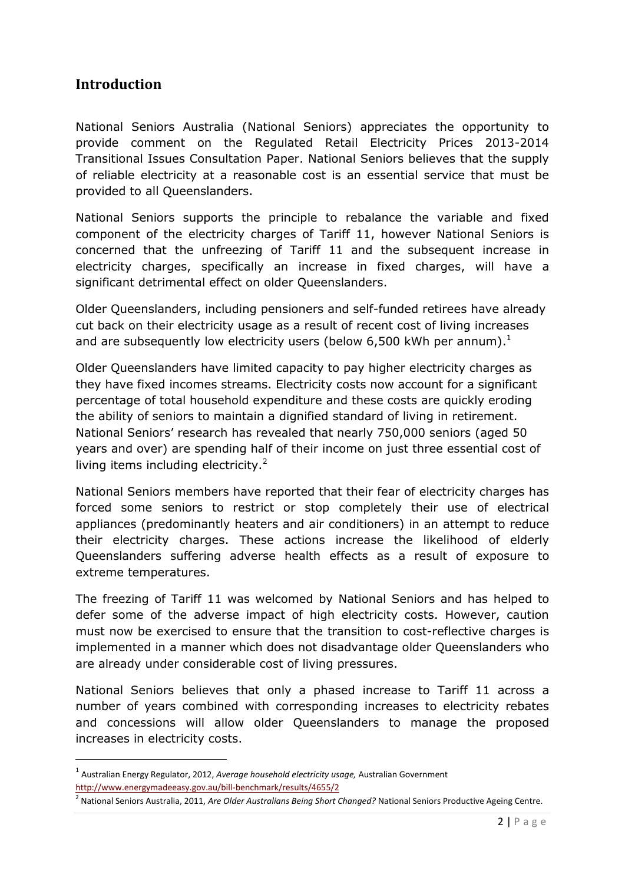## Introduction

National Seniors Australia (National Seniors) appreciates the opportunity to provide comment on the Regulated Retail Electricity Prices 2013-2014 Transitional Issues Consultation Paper. National Seniors believes that the supply of reliable electricity at a reasonable cost is an essential service that must be provided to all Queenslanders.

National Seniors supports the principle to rebalance the variable and fixed component of the electricity charges of Tariff 11, however National Seniors is concerned that the unfreezing of Tariff 11 and the subsequent increase in electricity charges, specifically an increase in fixed charges, will have a significant detrimental effect on older Queenslanders.

Older Queenslanders, including pensioners and self-funded retirees have already cut back on their electricity usage as a result of recent cost of living increases and are subsequently low electricity users (below 6,500 kWh per annum).[1]

Older Queenslanders have limited capacity to pay higher electricity charges as they have fixed incomes streams. Electricity costs now account for a significant percentage of total household expenditure and these costs are quickly eroding the ability of seniors to maintain a dignified standard of living in retirement. National Seniors' research has revealed that nearly 750,000 seniors (aged 50 years and over) are spending half of their income on just three essential cost of living items including electricity.[2]

National Seniors members have reported that their fear of electricity charges has forced some seniors to restrict or stop completely their use of electrical appliances (predominantly heaters and air conditioners) in an attempt to reduce their electricity charges. These actions increase the likelihood of elderly Queenslanders suffering adverse health effects as a result of exposure to extreme temperatures.

The freezing of Tariff 11 was welcomed by National Seniors and has helped to defer some of the adverse impact of high electricity costs. However, caution must now be exercised to ensure that the transition to cost-reflective charges is implemented in a manner which does not disadvantage older Queenslanders who are already under considerable cost of living pressures.

National Seniors believes that only a phased increase to Tariff 11 across a number of years combined with corresponding increases to electricity rebates and concessions will allow older Queenslanders to manage the proposed increases in electricity costs.

---

[1] Australian Energy Regulator, 2012, *Average household electricity usage,* Australian Government http://www.energymadeeasy.gov.au/bill-benchmark/results/4655/2

[2] National Seniors Australia, 2011, *Are Older Australians Being Short Changed?* National Seniors Productive Ageing Centre.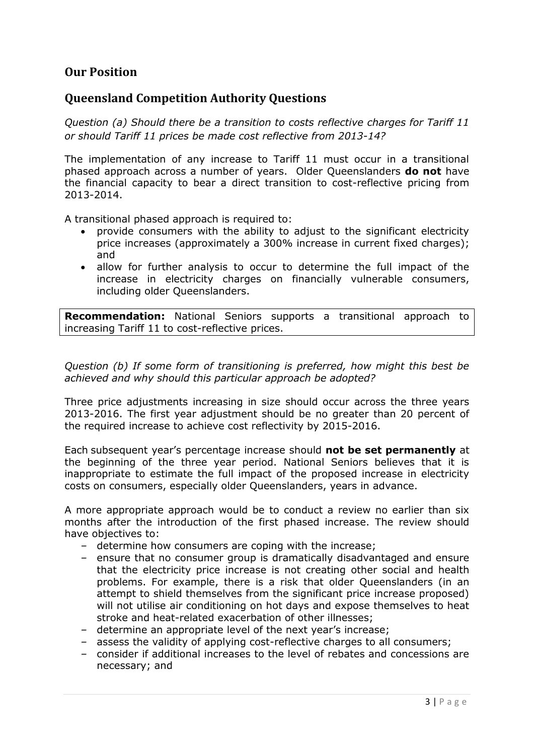## Our Position

## Queensland Competition Authority Questions

*Question (a) Should there be a transition to costs reflective charges for Tariff 11 or should Tariff 11 prices be made cost reflective from 2013-14?*

The implementation of any increase to Tariff 11 must occur in a transitional phased approach across a number of years. Older Queenslanders **do not** have the financial capacity to bear a direct transition to cost-reflective pricing from 2013-2014.

A transitional phased approach is required to:

- provide consumers with the ability to adjust to the significant electricity price increases (approximately a 300% increase in current fixed charges); and
- allow for further analysis to occur to determine the full impact of the increase in electricity charges on financially vulnerable consumers, including older Queenslanders.

**Recommendation:** National Seniors supports a transitional approach to increasing Tariff 11 to cost-reflective prices.

*Question (b) If some form of transitioning is preferred, how might this best be achieved and why should this particular approach be adopted?*

Three price adjustments increasing in size should occur across the three years 2013-2016. The first year adjustment should be no greater than 20 percent of the required increase to achieve cost reflectivity by 2015-2016.

Each subsequent year's percentage increase should **not be set permanently** at the beginning of the three year period. National Seniors believes that it is inappropriate to estimate the full impact of the proposed increase in electricity costs on consumers, especially older Queenslanders, years in advance.

A more appropriate approach would be to conduct a review no earlier than six months after the introduction of the first phased increase. The review should have objectives to:

- determine how consumers are coping with the increase;
- ensure that no consumer group is dramatically disadvantaged and ensure that the electricity price increase is not creating other social and health problems. For example, there is a risk that older Queenslanders (in an attempt to shield themselves from the significant price increase proposed) will not utilise air conditioning on hot days and expose themselves to heat stroke and heat-related exacerbation of other illnesses;
- determine an appropriate level of the next year's increase;
- assess the validity of applying cost-reflective charges to all consumers;
- consider if additional increases to the level of rebates and concessions are necessary; and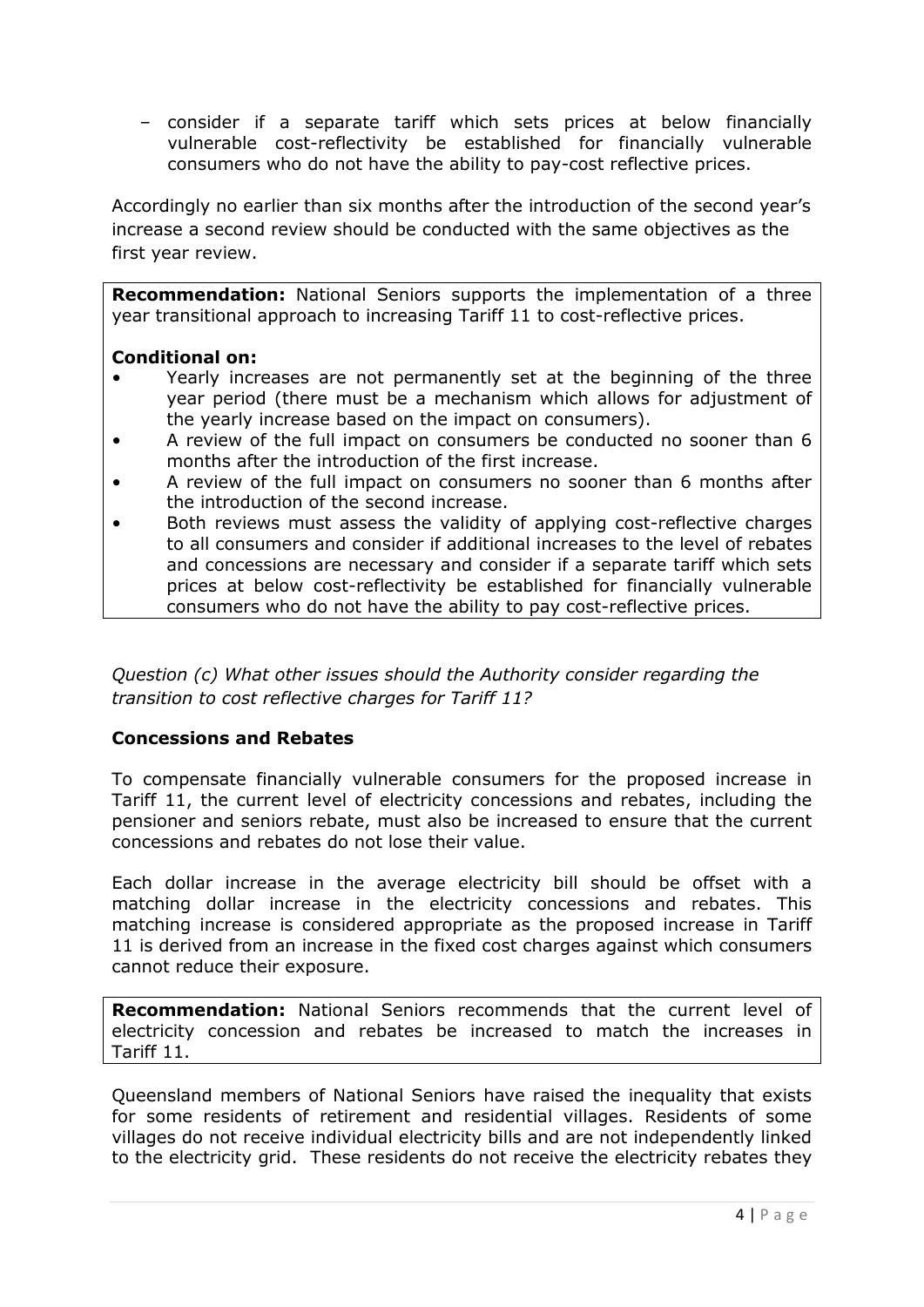– consider if a separate tariff which sets prices at below financially vulnerable cost-reflectivity be established for financially vulnerable consumers who do not have the ability to pay-cost reflective prices.

Accordingly no earlier than six months after the introduction of the second year's increase a second review should be conducted with the same objectives as the first year review.

**Recommendation:** National Seniors supports the implementation of a three year transitional approach to increasing Tariff 11 to cost-reflective prices.

**Conditional on:**

- Yearly increases are not permanently set at the beginning of the three year period (there must be a mechanism which allows for adjustment of the yearly increase based on the impact on consumers).
- A review of the full impact on consumers be conducted no sooner than 6 months after the introduction of the first increase.
- A review of the full impact on consumers no sooner than 6 months after the introduction of the second increase.
- Both reviews must assess the validity of applying cost-reflective charges to all consumers and consider if additional increases to the level of rebates and concessions are necessary and consider if a separate tariff which sets prices at below cost-reflectivity be established for financially vulnerable consumers who do not have the ability to pay cost-reflective prices.

*Question (c) What other issues should the Authority consider regarding the transition to cost reflective charges for Tariff 11?*

### Concessions and Rebates

To compensate financially vulnerable consumers for the proposed increase in Tariff 11, the current level of electricity concessions and rebates, including the pensioner and seniors rebate, must also be increased to ensure that the current concessions and rebates do not lose their value.

Each dollar increase in the average electricity bill should be offset with a matching dollar increase in the electricity concessions and rebates. This matching increase is considered appropriate as the proposed increase in Tariff 11 is derived from an increase in the fixed cost charges against which consumers cannot reduce their exposure.

**Recommendation:** National Seniors recommends that the current level of electricity concession and rebates be increased to match the increases in Tariff 11.

Queensland members of National Seniors have raised the inequality that exists for some residents of retirement and residential villages. Residents of some villages do not receive individual electricity bills and are not independently linked to the electricity grid. These residents do not receive the electricity rebates they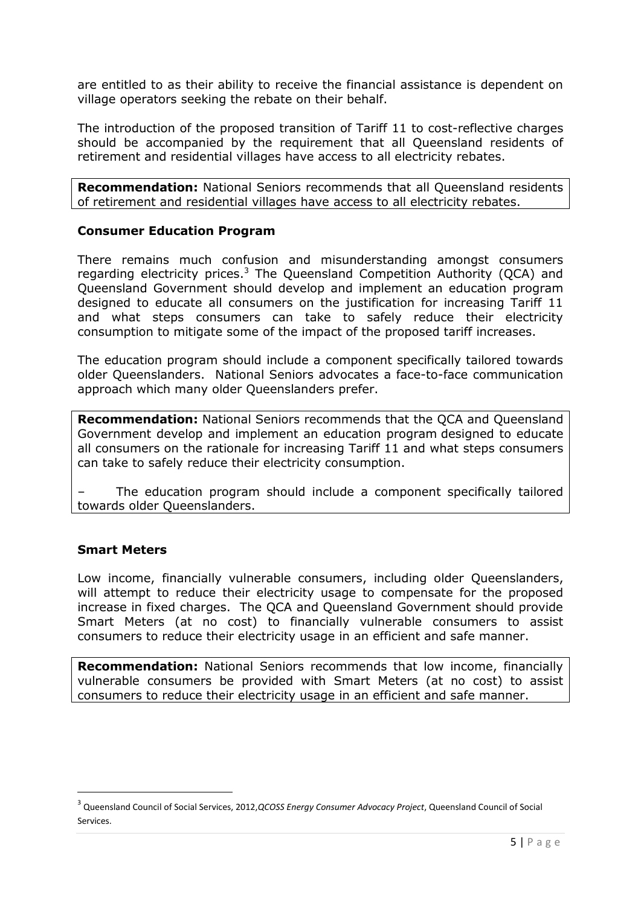are entitled to as their ability to receive the financial assistance is dependent on village operators seeking the rebate on their behalf.

The introduction of the proposed transition of Tariff 11 to cost-reflective charges should be accompanied by the requirement that all Queensland residents of retirement and residential villages have access to all electricity rebates.

**Recommendation:** National Seniors recommends that all Queensland residents of retirement and residential villages have access to all electricity rebates.

### Consumer Education Program

There remains much confusion and misunderstanding amongst consumers regarding electricity prices.[3] The Queensland Competition Authority (QCA) and Queensland Government should develop and implement an education program designed to educate all consumers on the justification for increasing Tariff 11 and what steps consumers can take to safely reduce their electricity consumption to mitigate some of the impact of the proposed tariff increases.

The education program should include a component specifically tailored towards older Queenslanders. National Seniors advocates a face-to-face communication approach which many older Queenslanders prefer.

**Recommendation:** National Seniors recommends that the QCA and Queensland Government develop and implement an education program designed to educate all consumers on the rationale for increasing Tariff 11 and what steps consumers can take to safely reduce their electricity consumption.

– The education program should include a component specifically tailored towards older Queenslanders.

### Smart Meters

Low income, financially vulnerable consumers, including older Queenslanders, will attempt to reduce their electricity usage to compensate for the proposed increase in fixed charges. The QCA and Queensland Government should provide Smart Meters (at no cost) to financially vulnerable consumers to assist consumers to reduce their electricity usage in an efficient and safe manner.

**Recommendation:** National Seniors recommends that low income, financially vulnerable consumers be provided with Smart Meters (at no cost) to assist consumers to reduce their electricity usage in an efficient and safe manner.

---

[3] Queensland Council of Social Services, 2012, *QCOSS Energy Consumer Advocacy Project*, Queensland Council of Social Services.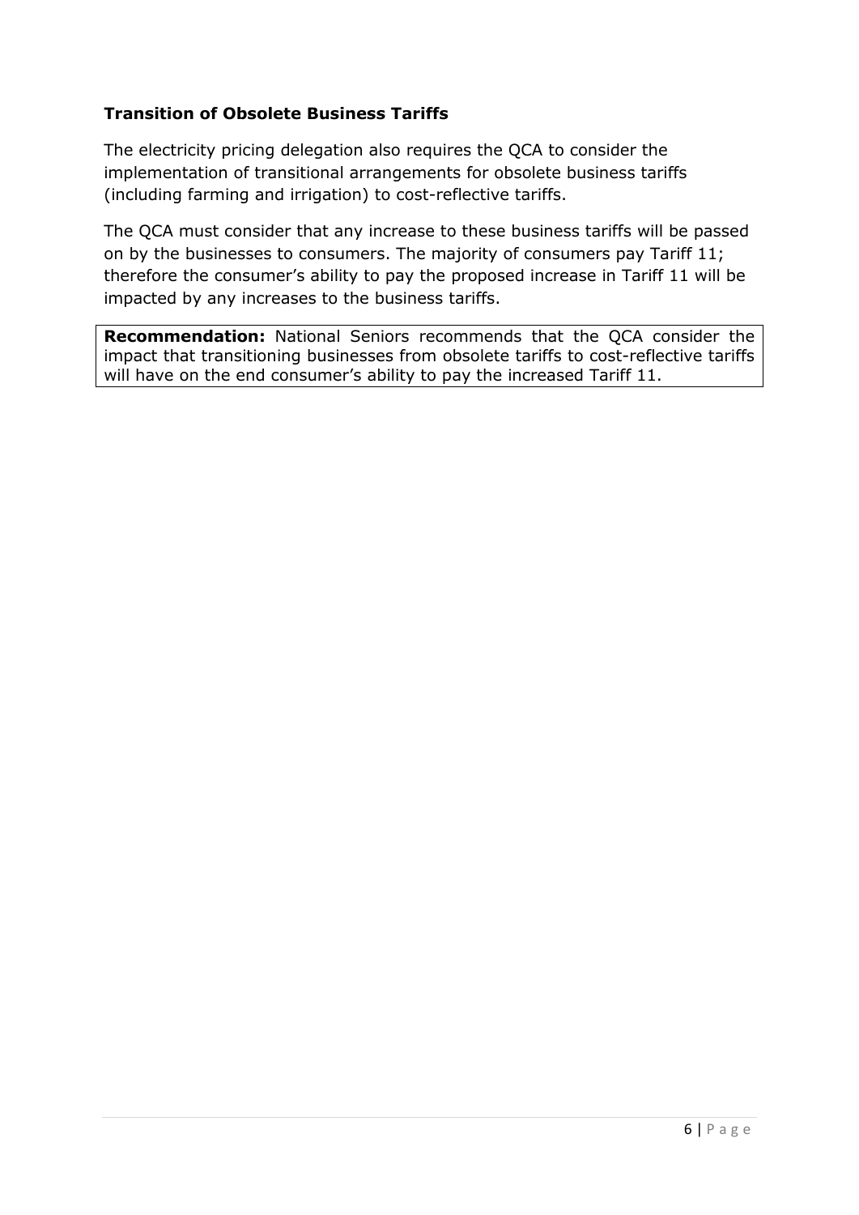### Transition of Obsolete Business Tariffs

The electricity pricing delegation also requires the QCA to consider the implementation of transitional arrangements for obsolete business tariffs (including farming and irrigation) to cost-reflective tariffs.

The QCA must consider that any increase to these business tariffs will be passed on by the businesses to consumers. The majority of consumers pay Tariff 11; therefore the consumer's ability to pay the proposed increase in Tariff 11 will be impacted by any increases to the business tariffs.

**Recommendation:** National Seniors recommends that the QCA consider the impact that transitioning businesses from obsolete tariffs to cost-reflective tariffs will have on the end consumer's ability to pay the increased Tariff 11.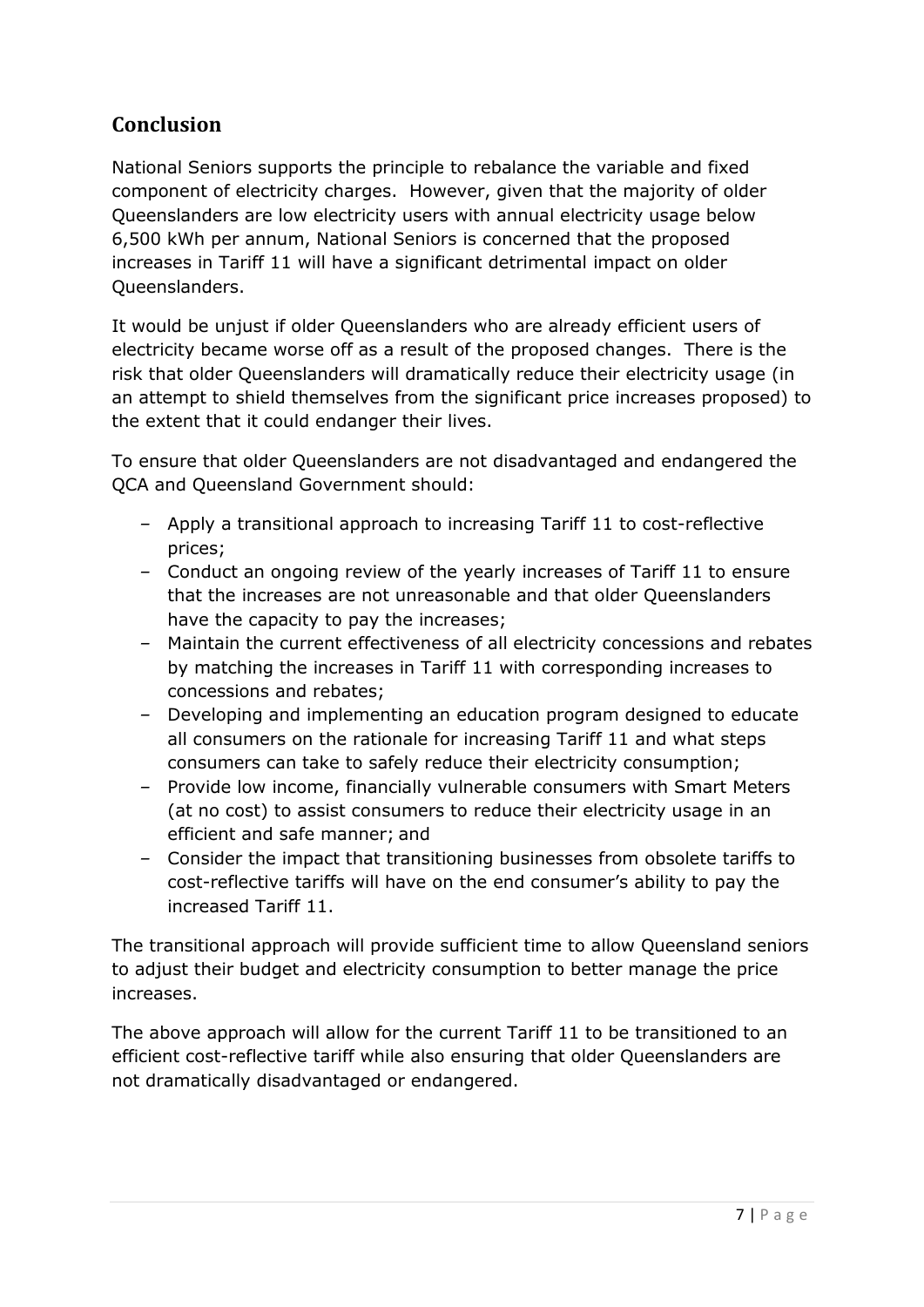## Conclusion

National Seniors supports the principle to rebalance the variable and fixed component of electricity charges. However, given that the majority of older Queenslanders are low electricity users with annual electricity usage below 6,500 kWh per annum, National Seniors is concerned that the proposed increases in Tariff 11 will have a significant detrimental impact on older Queenslanders.

It would be unjust if older Queenslanders who are already efficient users of electricity became worse off as a result of the proposed changes. There is the risk that older Queenslanders will dramatically reduce their electricity usage (in an attempt to shield themselves from the significant price increases proposed) to the extent that it could endanger their lives.

To ensure that older Queenslanders are not disadvantaged and endangered the QCA and Queensland Government should:

- Apply a transitional approach to increasing Tariff 11 to cost-reflective prices;
- Conduct an ongoing review of the yearly increases of Tariff 11 to ensure that the increases are not unreasonable and that older Queenslanders have the capacity to pay the increases;
- Maintain the current effectiveness of all electricity concessions and rebates by matching the increases in Tariff 11 with corresponding increases to concessions and rebates;
- Developing and implementing an education program designed to educate all consumers on the rationale for increasing Tariff 11 and what steps consumers can take to safely reduce their electricity consumption;
- Provide low income, financially vulnerable consumers with Smart Meters (at no cost) to assist consumers to reduce their electricity usage in an efficient and safe manner; and
- Consider the impact that transitioning businesses from obsolete tariffs to cost-reflective tariffs will have on the end consumer's ability to pay the increased Tariff 11.

The transitional approach will provide sufficient time to allow Queensland seniors to adjust their budget and electricity consumption to better manage the price increases.

The above approach will allow for the current Tariff 11 to be transitioned to an efficient cost-reflective tariff while also ensuring that older Queenslanders are not dramatically disadvantaged or endangered.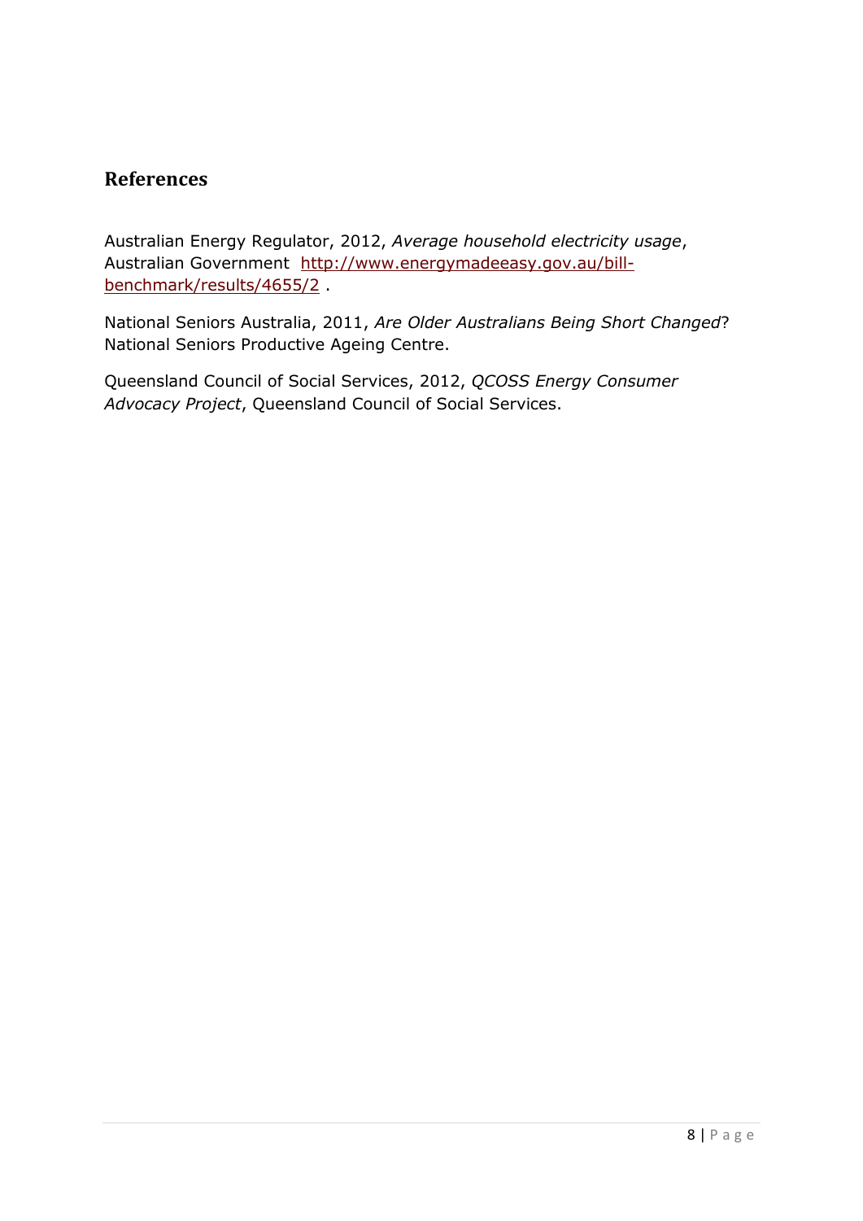## References

Australian Energy Regulator, 2012, *Average household electricity usage*, Australian Government [http://www.energymadeeasy.gov.au/bill-benchmark/results/4655/2](http://www.energymadeeasy.gov.au/bill-benchmark/results/4655/2) .

National Seniors Australia, 2011, *Are Older Australians Being Short Changed*? National Seniors Productive Ageing Centre.

Queensland Council of Social Services, 2012, *QCOSS Energy Consumer Advocacy Project*, Queensland Council of Social Services.